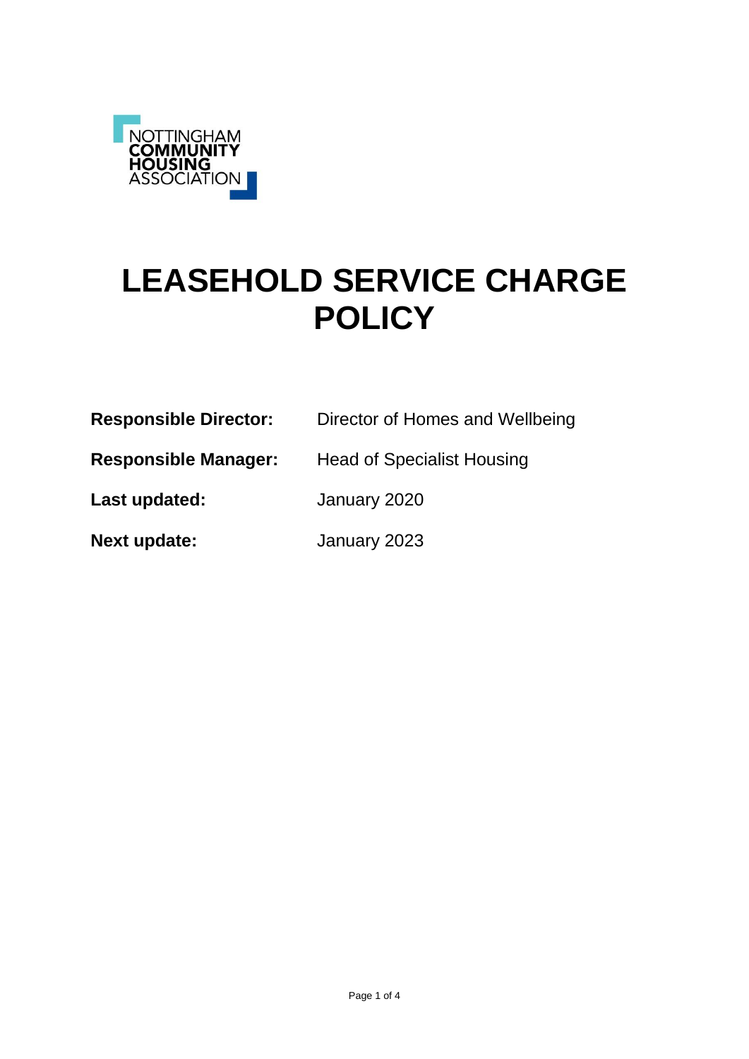NOTTINGHAM COMMUNITY HOUSING ASSOCIATION

# LEASEHOLD SERVICE CHARGE POLICY

| | |
|---|---|
| **Responsible Director:** | Director of Homes and Wellbeing |
| **Responsible Manager:** | Head of Specialist Housing |
| **Last updated:** | January 2020 |
| **Next update:** | January 2023 |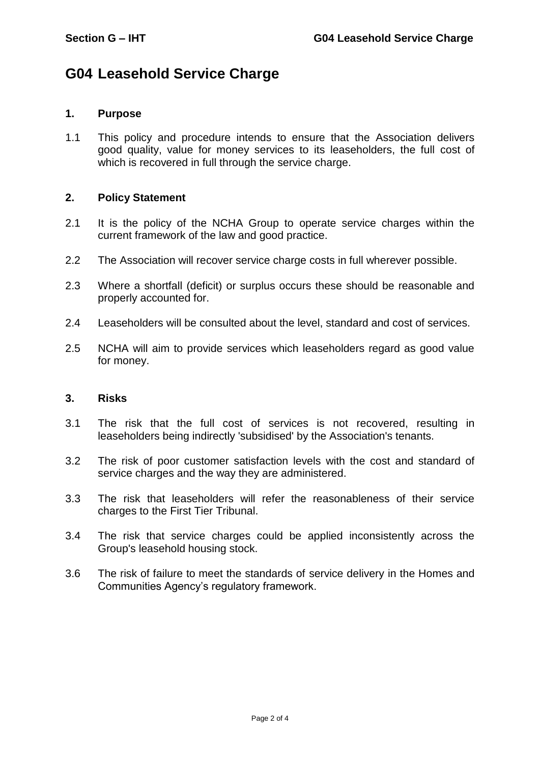# G04 Leasehold Service Charge

## 1. Purpose

1.1 This policy and procedure intends to ensure that the Association delivers good quality, value for money services to its leaseholders, the full cost of which is recovered in full through the service charge.

## 2. Policy Statement

2.1 It is the policy of the NCHA Group to operate service charges within the current framework of the law and good practice.

2.2 The Association will recover service charge costs in full wherever possible.

2.3 Where a shortfall (deficit) or surplus occurs these should be reasonable and properly accounted for.

2.4 Leaseholders will be consulted about the level, standard and cost of services.

2.5 NCHA will aim to provide services which leaseholders regard as good value for money.

## 3. Risks

3.1 The risk that the full cost of services is not recovered, resulting in leaseholders being indirectly 'subsidised' by the Association's tenants.

3.2 The risk of poor customer satisfaction levels with the cost and standard of service charges and the way they are administered.

3.3 The risk that leaseholders will refer the reasonableness of their service charges to the First Tier Tribunal.

3.4 The risk that service charges could be applied inconsistently across the Group's leasehold housing stock.

3.6 The risk of failure to meet the standards of service delivery in the Homes and Communities Agency's regulatory framework.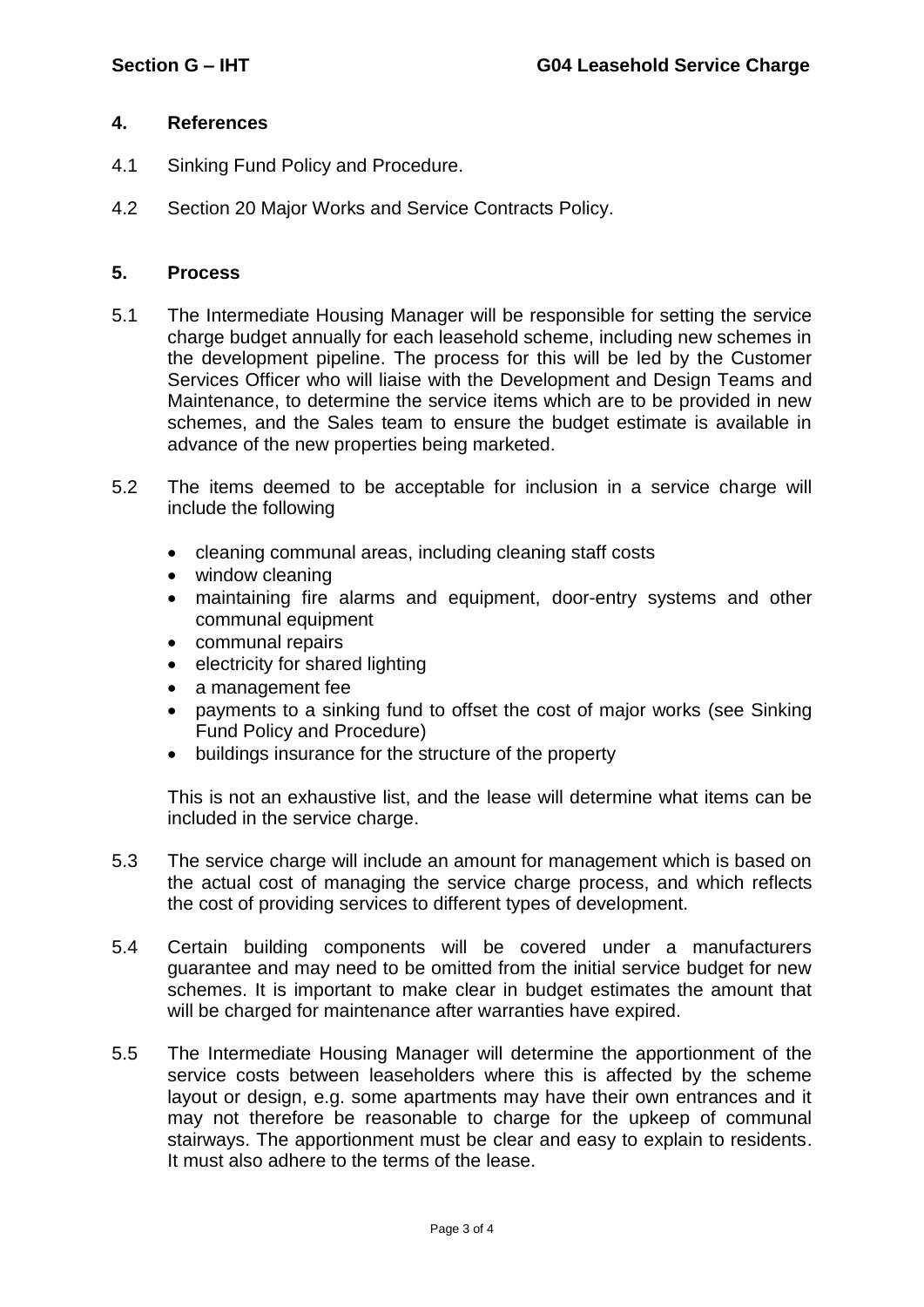## 4. References

4.1 Sinking Fund Policy and Procedure.

4.2 Section 20 Major Works and Service Contracts Policy.

## 5. Process

5.1 The Intermediate Housing Manager will be responsible for setting the service charge budget annually for each leasehold scheme, including new schemes in the development pipeline. The process for this will be led by the Customer Services Officer who will liaise with the Development and Design Teams and Maintenance, to determine the service items which are to be provided in new schemes, and the Sales team to ensure the budget estimate is available in advance of the new properties being marketed.

5.2 The items deemed to be acceptable for inclusion in a service charge will include the following

- cleaning communal areas, including cleaning staff costs
- window cleaning
- maintaining fire alarms and equipment, door-entry systems and other communal equipment
- communal repairs
- electricity for shared lighting
- a management fee
- payments to a sinking fund to offset the cost of major works (see Sinking Fund Policy and Procedure)
- buildings insurance for the structure of the property

This is not an exhaustive list, and the lease will determine what items can be included in the service charge.

5.3 The service charge will include an amount for management which is based on the actual cost of managing the service charge process, and which reflects the cost of providing services to different types of development.

5.4 Certain building components will be covered under a manufacturers guarantee and may need to be omitted from the initial service budget for new schemes. It is important to make clear in budget estimates the amount that will be charged for maintenance after warranties have expired.

5.5 The Intermediate Housing Manager will determine the apportionment of the service costs between leaseholders where this is affected by the scheme layout or design, e.g. some apartments may have their own entrances and it may not therefore be reasonable to charge for the upkeep of communal stairways. The apportionment must be clear and easy to explain to residents. It must also adhere to the terms of the lease.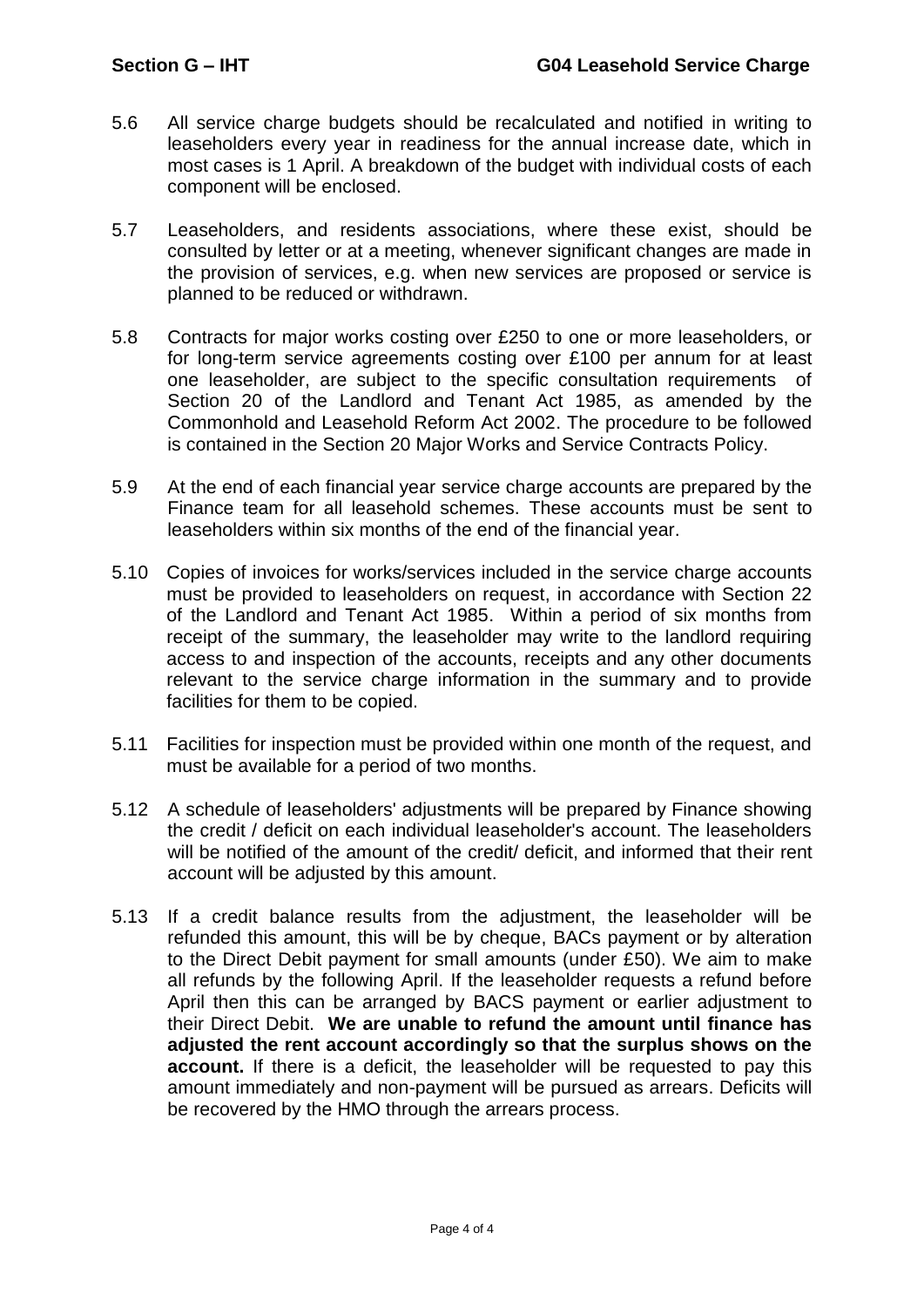5.6 All service charge budgets should be recalculated and notified in writing to leaseholders every year in readiness for the annual increase date, which in most cases is 1 April. A breakdown of the budget with individual costs of each component will be enclosed.

5.7 Leaseholders, and residents associations, where these exist, should be consulted by letter or at a meeting, whenever significant changes are made in the provision of services, e.g. when new services are proposed or service is planned to be reduced or withdrawn.

5.8 Contracts for major works costing over £250 to one or more leaseholders, or for long-term service agreements costing over £100 per annum for at least one leaseholder, are subject to the specific consultation requirements of Section 20 of the Landlord and Tenant Act 1985, as amended by the Commonhold and Leasehold Reform Act 2002. The procedure to be followed is contained in the Section 20 Major Works and Service Contracts Policy.

5.9 At the end of each financial year service charge accounts are prepared by the Finance team for all leasehold schemes. These accounts must be sent to leaseholders within six months of the end of the financial year.

5.10 Copies of invoices for works/services included in the service charge accounts must be provided to leaseholders on request, in accordance with Section 22 of the Landlord and Tenant Act 1985. Within a period of six months from receipt of the summary, the leaseholder may write to the landlord requiring access to and inspection of the accounts, receipts and any other documents relevant to the service charge information in the summary and to provide facilities for them to be copied.

5.11 Facilities for inspection must be provided within one month of the request, and must be available for a period of two months.

5.12 A schedule of leaseholders' adjustments will be prepared by Finance showing the credit / deficit on each individual leaseholder's account. The leaseholders will be notified of the amount of the credit/ deficit, and informed that their rent account will be adjusted by this amount.

5.13 If a credit balance results from the adjustment, the leaseholder will be refunded this amount, this will be by cheque, BACs payment or by alteration to the Direct Debit payment for small amounts (under £50). We aim to make all refunds by the following April. If the leaseholder requests a refund before April then this can be arranged by BACS payment or earlier adjustment to their Direct Debit. **We are unable to refund the amount until finance has adjusted the rent account accordingly so that the surplus shows on the account.** If there is a deficit, the leaseholder will be requested to pay this amount immediately and non-payment will be pursued as arrears. Deficits will be recovered by the HMO through the arrears process.